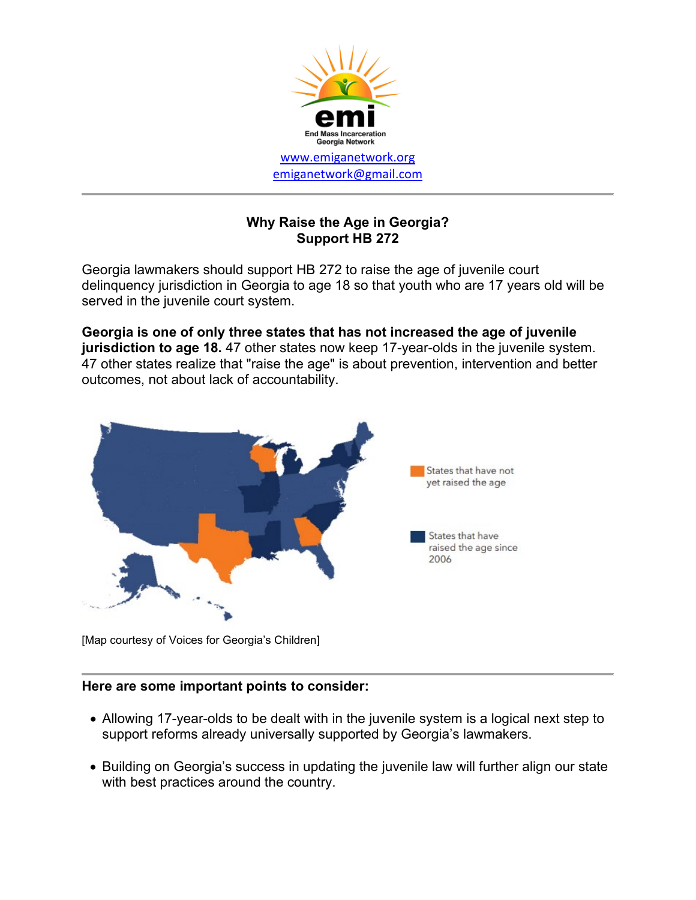End Mass Incarceration Georgia Network

www.emiganetwork.org
emiganetwork@gmail.com

---

## Why Raise the Age in Georgia?
## Support HB 272

Georgia lawmakers should support HB 272 to raise the age of juvenile court delinquency jurisdiction in Georgia to age 18 so that youth who are 17 years old will be served in the juvenile court system.

**Georgia is one of only three states that has not increased the age of juvenile jurisdiction to age 18.** 47 other states now keep 17-year-olds in the juvenile system. 47 other states realize that "raise the age" is about prevention, intervention and better outcomes, not about lack of accountability.

States that have not yet raised the age

States that have raised the age since 2006

[Map courtesy of Voices for Georgia's Children]

---

**Here are some important points to consider:**

- Allowing 17-year-olds to be dealt with in the juvenile system is a logical next step to support reforms already universally supported by Georgia's lawmakers.
- Building on Georgia's success in updating the juvenile law will further align our state with best practices around the country.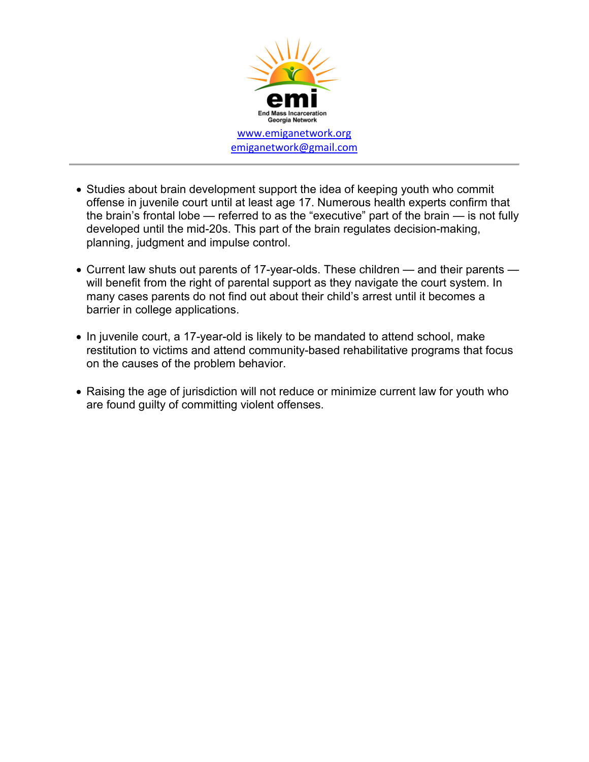emi

End Mass Incarceration
Georgia Network

www.emiganetwork.org
emiganetwork@gmail.com

---

- Studies about brain development support the idea of keeping youth who commit offense in juvenile court until at least age 17. Numerous health experts confirm that the brain's frontal lobe — referred to as the "executive" part of the brain — is not fully developed until the mid-20s. This part of the brain regulates decision-making, planning, judgment and impulse control.

- Current law shuts out parents of 17-year-olds. These children — and their parents — will benefit from the right of parental support as they navigate the court system. In many cases parents do not find out about their child's arrest until it becomes a barrier in college applications.

- In juvenile court, a 17-year-old is likely to be mandated to attend school, make restitution to victims and attend community-based rehabilitative programs that focus on the causes of the problem behavior.

- Raising the age of jurisdiction will not reduce or minimize current law for youth who are found guilty of committing violent offenses.